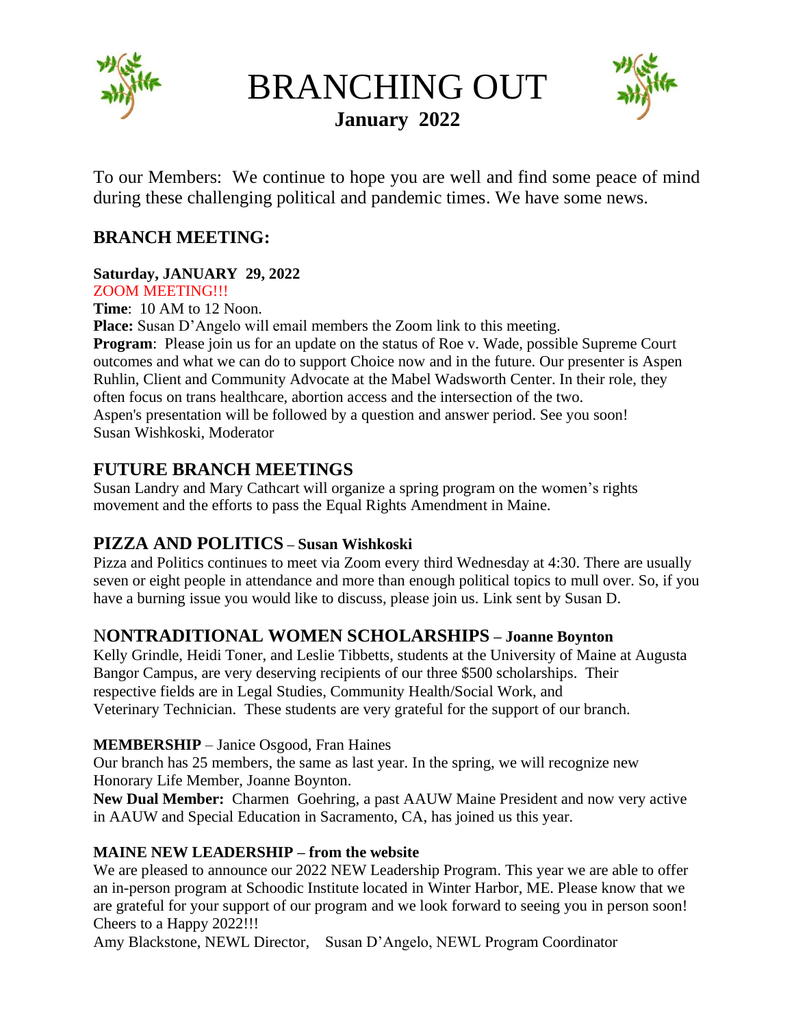# BRANCHING OUT

**January 2022**

To our Members: We continue to hope you are well and find some peace of mind during these challenging political and pandemic times. We have some news.

## BRANCH MEETING:

**Saturday, JANUARY 29, 2022**
ZOOM MEETING!!!
**Time**: 10 AM to 12 Noon.
**Place:** Susan D'Angelo will email members the Zoom link to this meeting.
**Program**: Please join us for an update on the status of Roe v. Wade, possible Supreme Court outcomes and what we can do to support Choice now and in the future. Our presenter is Aspen Ruhlin, Client and Community Advocate at the Mabel Wadsworth Center. In their role, they often focus on trans healthcare, abortion access and the intersection of the two.
Aspen's presentation will be followed by a question and answer period. See you soon!
Susan Wishkoski, Moderator

## FUTURE BRANCH MEETINGS

Susan Landry and Mary Cathcart will organize a spring program on the women's rights movement and the efforts to pass the Equal Rights Amendment in Maine.

## PIZZA AND POLITICS – Susan Wishkoski

Pizza and Politics continues to meet via Zoom every third Wednesday at 4:30. There are usually seven or eight people in attendance and more than enough political topics to mull over. So, if you have a burning issue you would like to discuss, please join us. Link sent by Susan D.

## NONTRADITIONAL WOMEN SCHOLARSHIPS – Joanne Boynton

Kelly Grindle, Heidi Toner, and Leslie Tibbetts, students at the University of Maine at Augusta Bangor Campus, are very deserving recipients of our three $500 scholarships. Their respective fields are in Legal Studies, Community Health/Social Work, and Veterinary Technician. These students are very grateful for the support of our branch.

**MEMBERSHIP** – Janice Osgood, Fran Haines

Our branch has 25 members, the same as last year. In the spring, we will recognize new Honorary Life Member, Joanne Boynton.

**New Dual Member:** Charmen Goehring, a past AAUW Maine President and now very active in AAUW and Special Education in Sacramento, CA, has joined us this year.

**MAINE NEW LEADERSHIP – from the website**

We are pleased to announce our 2022 NEW Leadership Program. This year we are able to offer an in-person program at Schoodic Institute located in Winter Harbor, ME. Please know that we are grateful for your support of our program and we look forward to seeing you in person soon! Cheers to a Happy 2022!!!

Amy Blackstone, NEWL Director, Susan D'Angelo, NEWL Program Coordinator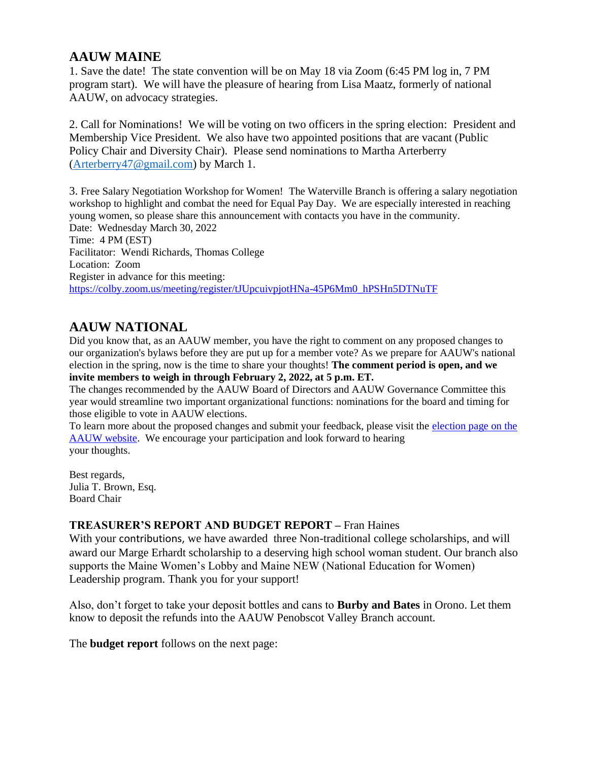## AAUW MAINE

1. Save the date! The state convention will be on May 18 via Zoom (6:45 PM log in, 7 PM program start). We will have the pleasure of hearing from Lisa Maatz, formerly of national AAUW, on advocacy strategies.

2. Call for Nominations! We will be voting on two officers in the spring election: President and Membership Vice President. We also have two appointed positions that are vacant (Public Policy Chair and Diversity Chair). Please send nominations to Martha Arterberry ([Arterberry47@gmail.com](mailto:Arterberry47@gmail.com)) by March 1.

3. Free Salary Negotiation Workshop for Women! The Waterville Branch is offering a salary negotiation workshop to highlight and combat the need for Equal Pay Day. We are especially interested in reaching young women, so please share this announcement with contacts you have in the community.
Date: Wednesday March 30, 2022
Time: 4 PM (EST)
Facilitator: Wendi Richards, Thomas College
Location: Zoom
Register in advance for this meeting:
[https://colby.zoom.us/meeting/register/tJUpcuivpjotHNa-45P6Mm0_hPSHn5DTNuTF](https://colby.zoom.us/meeting/register/tJUpcuivpjotHNa-45P6Mm0_hPSHn5DTNuTF)

## AAUW NATIONAL

Did you know that, as an AAUW member, you have the right to comment on any proposed changes to our organization's bylaws before they are put up for a member vote? As we prepare for AAUW's national election in the spring, now is the time to share your thoughts! **The comment period is open, and we invite members to weigh in through February 2, 2022, at 5 p.m. ET.**
The changes recommended by the AAUW Board of Directors and AAUW Governance Committee this year would streamline two important organizational functions: nominations for the board and timing for those eligible to vote in AAUW elections.
To learn more about the proposed changes and submit your feedback, please visit the election page on the AAUW website. We encourage your participation and look forward to hearing your thoughts.

Best regards,
Julia T. Brown, Esq.
Board Chair

### TREASURER'S REPORT AND BUDGET REPORT – Fran Haines

With your contributions, we have awarded three Non-traditional college scholarships, and will award our Marge Erhardt scholarship to a deserving high school woman student. Our branch also supports the Maine Women's Lobby and Maine NEW (National Education for Women) Leadership program. Thank you for your support!

Also, don't forget to take your deposit bottles and cans to **Burby and Bates** in Orono. Let them know to deposit the refunds into the AAUW Penobscot Valley Branch account.

The **budget report** follows on the next page: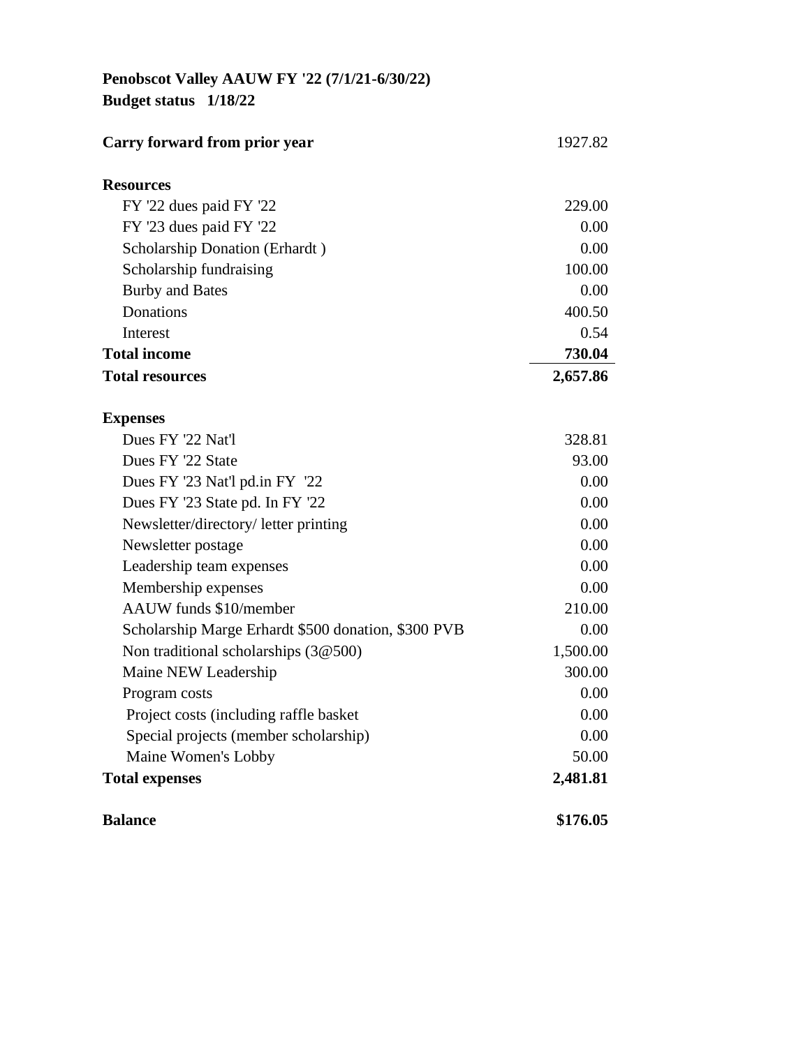**Penobscot Valley AAUW FY '22 (7/1/21-6/30/22)**
**Budget status 1/18/22**

| | |
|---|---|
| **Carry forward from prior year** | 1927.82 |
| | |
| **Resources** | |
| FY '22 dues paid FY '22 | 229.00 |
| FY '23 dues paid FY '22 | 0.00 |
| Scholarship Donation (Erhardt ) | 0.00 |
| Scholarship fundraising | 100.00 |
| Burby and Bates | 0.00 |
| Donations | 400.50 |
| Interest | 0.54 |
| **Total income** | **730.04** |
| **Total resources** | **2,657.86** |
| | |
| **Expenses** | |
| Dues FY '22 Nat'l | 328.81 |
| Dues FY '22 State | 93.00 |
| Dues FY '23 Nat'l pd.in FY '22 | 0.00 |
| Dues FY '23 State pd. In FY '22 | 0.00 |
| Newsletter/directory/ letter printing | 0.00 |
| Newsletter postage | 0.00 |
| Leadership team expenses | 0.00 |
| Membership expenses | 0.00 |
| AAUW funds $10/member | 210.00 |
| Scholarship Marge Erhardt $500 donation, $300 PVB | 0.00 |
| Non traditional scholarships (3@500) | 1,500.00 |
| Maine NEW Leadership | 300.00 |
| Program costs | 0.00 |
| Project costs (including raffle basket | 0.00 |
| Special projects (member scholarship) | 0.00 |
| Maine Women's Lobby | 50.00 |
| **Total expenses** | **2,481.81** |
| | |
| **Balance** | **$176.05** |